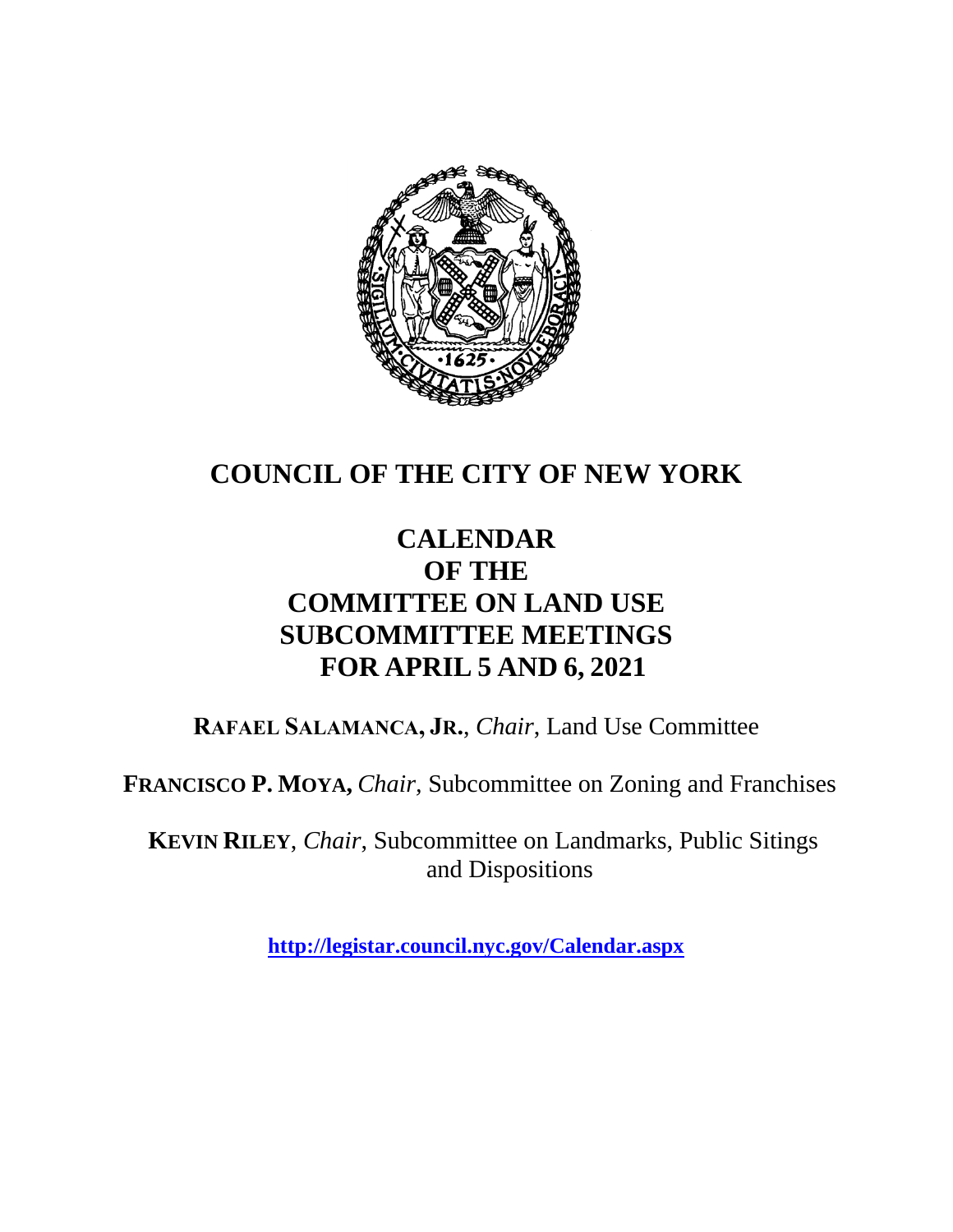# COUNCIL OF THE CITY OF NEW YORK

## CALENDAR
## OF THE
## COMMITTEE ON LAND USE
## SUBCOMMITTEE MEETINGS
## FOR APRIL 5 AND 6, 2021

**RAFAEL SALAMANCA, JR.**, *Chair*, Land Use Committee

**FRANCISCO P. MOYA,** *Chair*, Subcommittee on Zoning and Franchises

**KEVIN RILEY**, *Chair*, Subcommittee on Landmarks, Public Sitings and Dispositions

**http://legistar.council.nyc.gov/Calendar.aspx**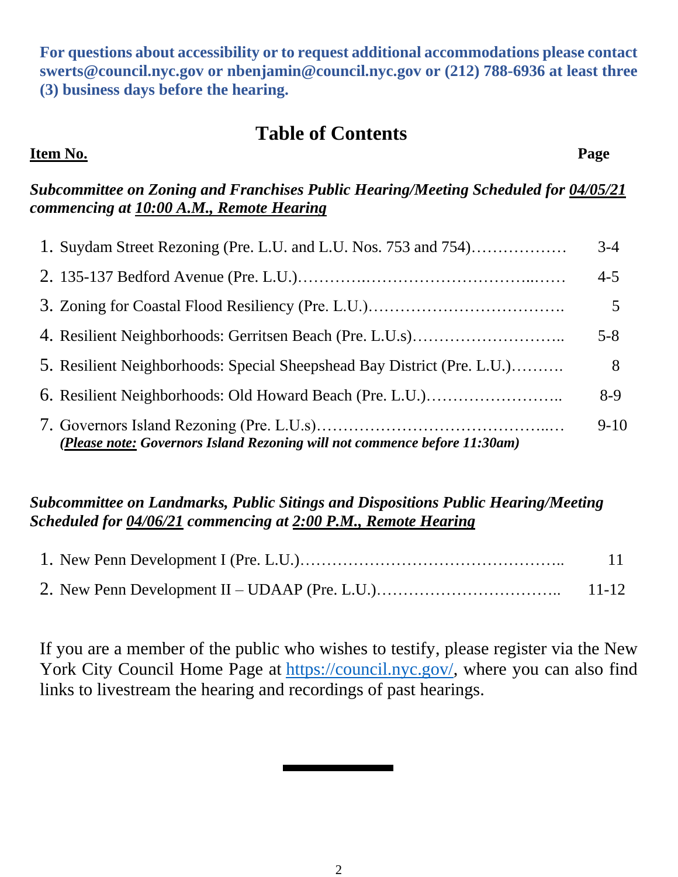**For questions about accessibility or to request additional accommodations please contact swerts@council.nyc.gov or nbenjamin@council.nyc.gov or (212) 788-6936 at least three (3) business days before the hearing.**

# Table of Contents

| **Item No.** | **Page** |
|---|---|
| ***Subcommittee on Zoning and Franchises Public Hearing/Meeting Scheduled for 04/05/21 commencing at 10:00 A.M., Remote Hearing*** | |
| 1. Suydam Street Rezoning (Pre. L.U. and L.U. Nos. 753 and 754)……………… | 3-4 |
| 2. 135-137 Bedford Avenue (Pre. L.U.)……………………………………………… | 4-5 |
| 3. Zoning for Coastal Flood Resiliency (Pre. L.U.)………………………………. | 5 |
| 4. Resilient Neighborhoods: Gerritsen Beach (Pre. L.U.s)……………………….. | 5-8 |
| 5. Resilient Neighborhoods: Special Sheepshead Bay District (Pre. L.U.)………. | 8 |
| 6. Resilient Neighborhoods: Old Howard Beach (Pre. L.U.)…………………….. | 8-9 |
| 7. Governors Island Rezoning (Pre. L.U.s)…………………………………….… *(**Please note:** Governors Island Rezoning will not commence before 11:30am)* | 9-10 |
| ***Subcommittee on Landmarks, Public Sitings and Dispositions Public Hearing/Meeting Scheduled for 04/06/21 commencing at 2:00 P.M., Remote Hearing*** | |
| 1. New Penn Development I (Pre. L.U.)………………………………………….. | 11 |
| 2. New Penn Development II – UDAAP (Pre. L.U.)…………………………….. | 11-12 |

If you are a member of the public who wishes to testify, please register via the New York City Council Home Page at https://council.nyc.gov/, where you can also find links to livestream the hearing and recordings of past hearings.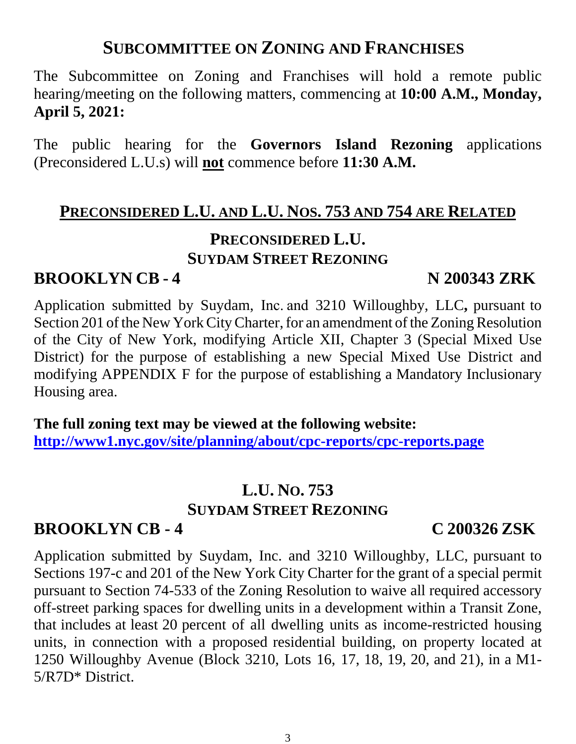## SUBCOMMITTEE ON ZONING AND FRANCHISES

The Subcommittee on Zoning and Franchises will hold a remote public hearing/meeting on the following matters, commencing at **10:00 A.M., Monday, April 5, 2021:**

The public hearing for the **Governors Island Rezoning** applications (Preconsidered L.U.s) will **not** commence before **11:30 A.M.**

### PRECONSIDERED L.U. AND L.U. NOS. 753 AND 754 ARE RELATED

### PRECONSIDERED L.U.
### SUYDAM STREET REZONING

**BROOKLYN CB - 4** **N 200343 ZRK**

Application submitted by Suydam, Inc. and 3210 Willoughby, LLC**,** pursuant to Section 201 of the New York City Charter, for an amendment of the Zoning Resolution of the City of New York, modifying Article XII, Chapter 3 (Special Mixed Use District) for the purpose of establishing a new Special Mixed Use District and modifying APPENDIX F for the purpose of establishing a Mandatory Inclusionary Housing area.

**The full zoning text may be viewed at the following website:**
**http://www1.nyc.gov/site/planning/about/cpc-reports/cpc-reports.page**

### L.U. NO. 753
### SUYDAM STREET REZONING

**BROOKLYN CB - 4** **C 200326 ZSK**

Application submitted by Suydam, Inc. and 3210 Willoughby, LLC, pursuant to Sections 197-c and 201 of the New York City Charter for the grant of a special permit pursuant to Section 74-533 of the Zoning Resolution to waive all required accessory off-street parking spaces for dwelling units in a development within a Transit Zone, that includes at least 20 percent of all dwelling units as income-restricted housing units, in connection with a proposed residential building, on property located at 1250 Willoughby Avenue (Block 3210, Lots 16, 17, 18, 19, 20, and 21), in a M1-5/R7D* District.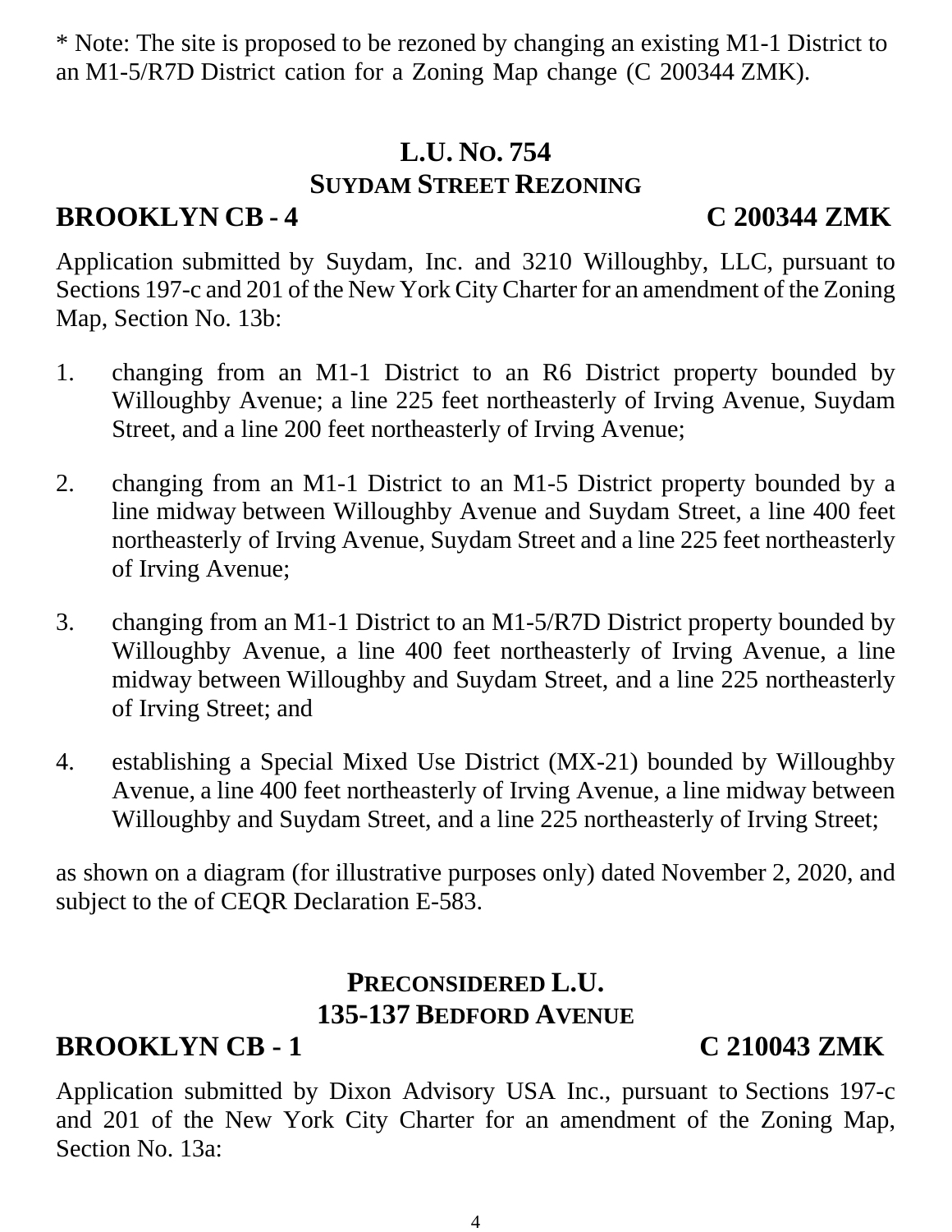* Note: The site is proposed to be rezoned by changing an existing M1-1 District to an M1-5/R7D District cation for a Zoning Map change (C 200344 ZMK).

## L.U. No. 754
## Suydam Street Rezoning

**BROOKLYN CB - 4** **C 200344 ZMK**

Application submitted by Suydam, Inc. and 3210 Willoughby, LLC, pursuant to Sections 197-c and 201 of the New York City Charter for an amendment of the Zoning Map, Section No. 13b:

1. changing from an M1-1 District to an R6 District property bounded by Willoughby Avenue; a line 225 feet northeasterly of Irving Avenue, Suydam Street, and a line 200 feet northeasterly of Irving Avenue;

2. changing from an M1-1 District to an M1-5 District property bounded by a line midway between Willoughby Avenue and Suydam Street, a line 400 feet northeasterly of Irving Avenue, Suydam Street and a line 225 feet northeasterly of Irving Avenue;

3. changing from an M1-1 District to an M1-5/R7D District property bounded by Willoughby Avenue, a line 400 feet northeasterly of Irving Avenue, a line midway between Willoughby and Suydam Street, and a line 225 northeasterly of Irving Street; and

4. establishing a Special Mixed Use District (MX-21) bounded by Willoughby Avenue, a line 400 feet northeasterly of Irving Avenue, a line midway between Willoughby and Suydam Street, and a line 225 northeasterly of Irving Street;

as shown on a diagram (for illustrative purposes only) dated November 2, 2020, and subject to the of CEQR Declaration E-583.

## Preconsidered L.U.
## 135-137 Bedford Avenue

**BROOKLYN CB - 1** **C 210043 ZMK**

Application submitted by Dixon Advisory USA Inc., pursuant to Sections 197-c and 201 of the New York City Charter for an amendment of the Zoning Map, Section No. 13a: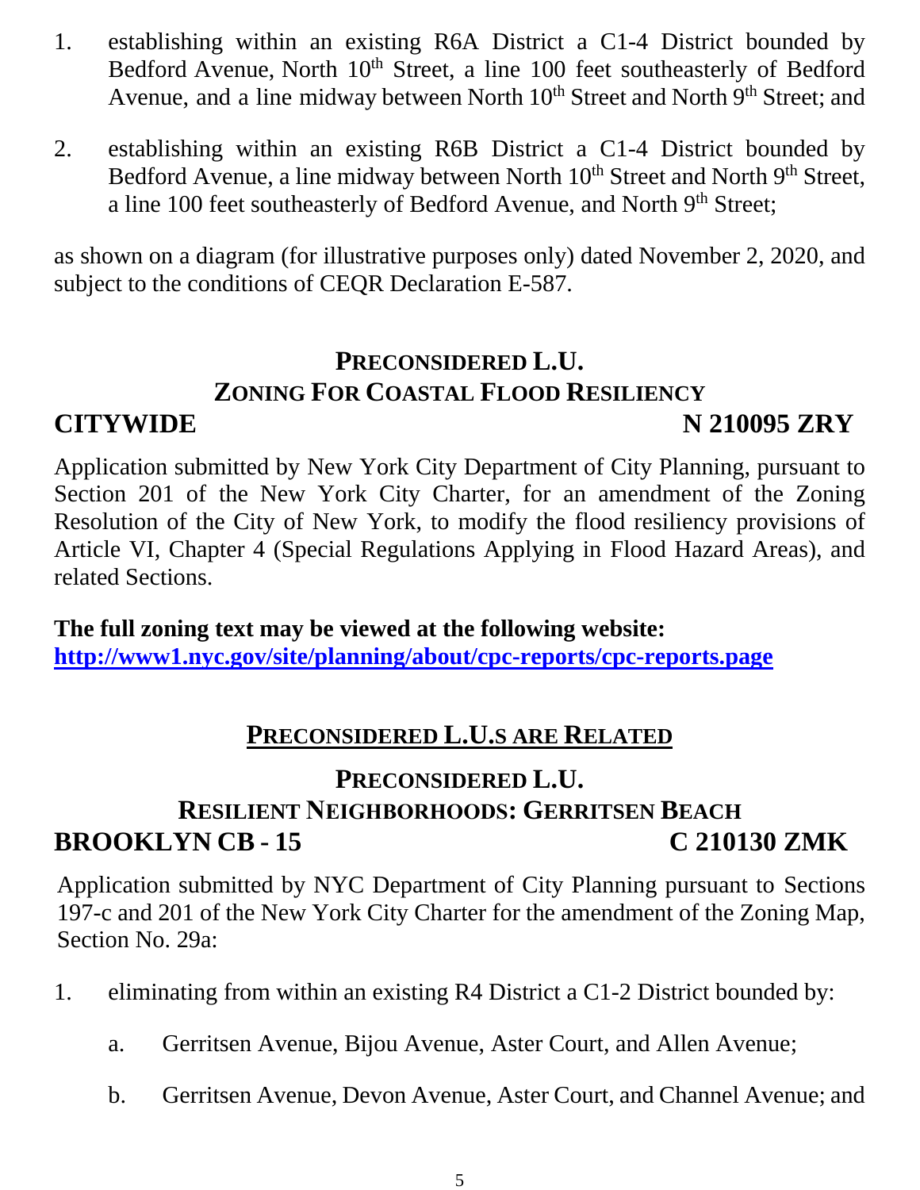1. establishing within an existing R6A District a C1-4 District bounded by Bedford Avenue, North 10th Street, a line 100 feet southeasterly of Bedford Avenue, and a line midway between North 10th Street and North 9th Street; and

2. establishing within an existing R6B District a C1-4 District bounded by Bedford Avenue, a line midway between North 10th Street and North 9th Street, a line 100 feet southeasterly of Bedford Avenue, and North 9th Street;

as shown on a diagram (for illustrative purposes only) dated November 2, 2020, and subject to the conditions of CEQR Declaration E-587.

## PRECONSIDERED L.U.
## ZONING FOR COASTAL FLOOD RESILIENCY
## CITYWIDE N 210095 ZRY

Application submitted by New York City Department of City Planning, pursuant to Section 201 of the New York City Charter, for an amendment of the Zoning Resolution of the City of New York, to modify the flood resiliency provisions of Article VI, Chapter 4 (Special Regulations Applying in Flood Hazard Areas), and related Sections.

**The full zoning text may be viewed at the following website:**
**http://www1.nyc.gov/site/planning/about/cpc-reports/cpc-reports.page**

## PRECONSIDERED L.U.S ARE RELATED

## PRECONSIDERED L.U.
## RESILIENT NEIGHBORHOODS: GERRITSEN BEACH
## BROOKLYN CB - 15 C 210130 ZMK

Application submitted by NYC Department of City Planning pursuant to Sections 197-c and 201 of the New York City Charter for the amendment of the Zoning Map, Section No. 29a:

1. eliminating from within an existing R4 District a C1-2 District bounded by:

   a. Gerritsen Avenue, Bijou Avenue, Aster Court, and Allen Avenue;

   b. Gerritsen Avenue, Devon Avenue, Aster Court, and Channel Avenue; and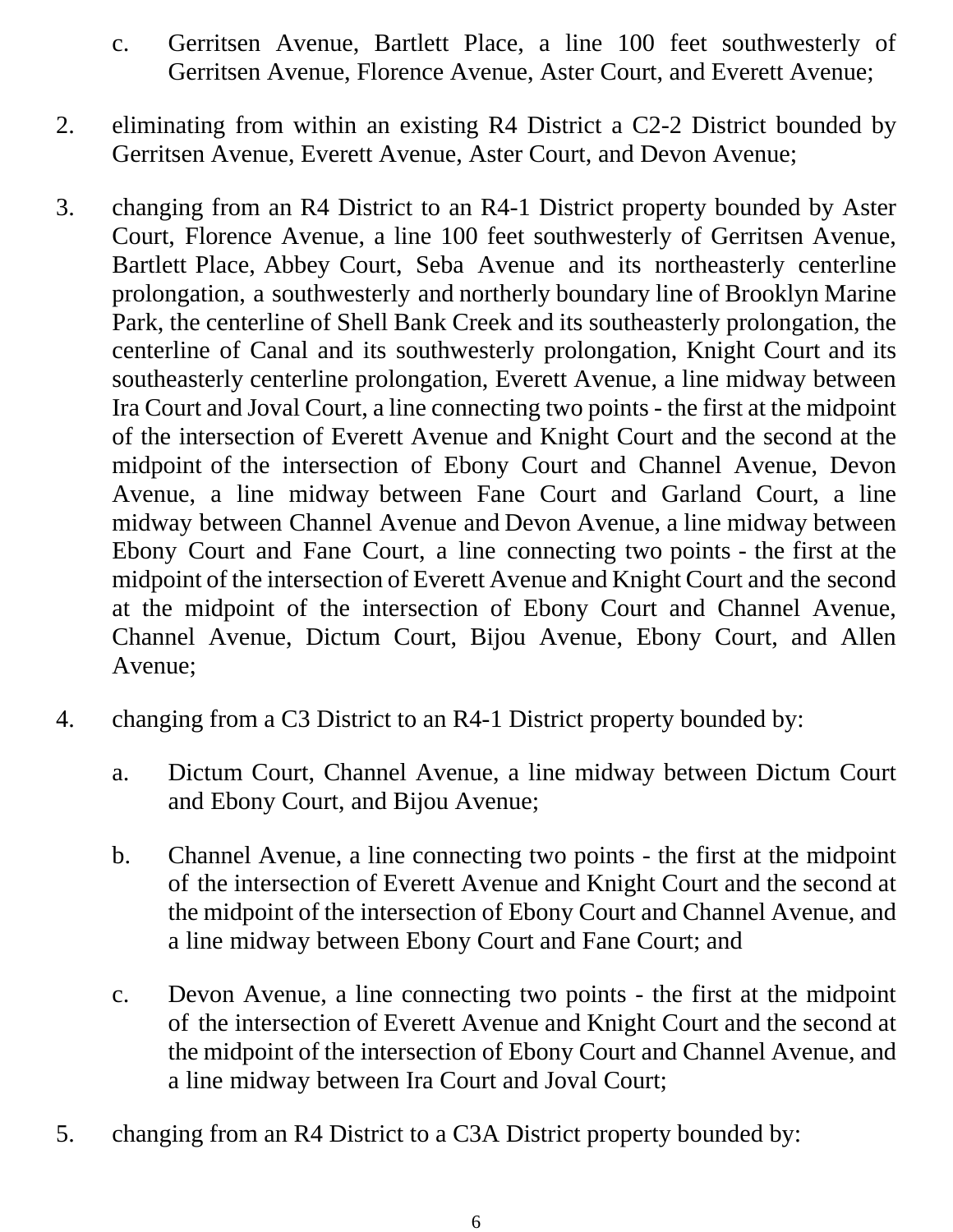c. Gerritsen Avenue, Bartlett Place, a line 100 feet southwesterly of Gerritsen Avenue, Florence Avenue, Aster Court, and Everett Avenue;

2. eliminating from within an existing R4 District a C2-2 District bounded by Gerritsen Avenue, Everett Avenue, Aster Court, and Devon Avenue;

3. changing from an R4 District to an R4-1 District property bounded by Aster Court, Florence Avenue, a line 100 feet southwesterly of Gerritsen Avenue, Bartlett Place, Abbey Court, Seba Avenue and its northeasterly centerline prolongation, a southwesterly and northerly boundary line of Brooklyn Marine Park, the centerline of Shell Bank Creek and its southeasterly prolongation, the centerline of Canal and its southwesterly prolongation, Knight Court and its southeasterly centerline prolongation, Everett Avenue, a line midway between Ira Court and Joval Court, a line connecting two points - the first at the midpoint of the intersection of Everett Avenue and Knight Court and the second at the midpoint of the intersection of Ebony Court and Channel Avenue, Devon Avenue, a line midway between Fane Court and Garland Court, a line midway between Channel Avenue and Devon Avenue, a line midway between Ebony Court and Fane Court, a line connecting two points - the first at the midpoint of the intersection of Everett Avenue and Knight Court and the second at the midpoint of the intersection of Ebony Court and Channel Avenue, Channel Avenue, Dictum Court, Bijou Avenue, Ebony Court, and Allen Avenue;

4. changing from a C3 District to an R4-1 District property bounded by:

   a. Dictum Court, Channel Avenue, a line midway between Dictum Court and Ebony Court, and Bijou Avenue;

   b. Channel Avenue, a line connecting two points - the first at the midpoint of the intersection of Everett Avenue and Knight Court and the second at the midpoint of the intersection of Ebony Court and Channel Avenue, and a line midway between Ebony Court and Fane Court; and

   c. Devon Avenue, a line connecting two points - the first at the midpoint of the intersection of Everett Avenue and Knight Court and the second at the midpoint of the intersection of Ebony Court and Channel Avenue, and a line midway between Ira Court and Joval Court;

5. changing from an R4 District to a C3A District property bounded by: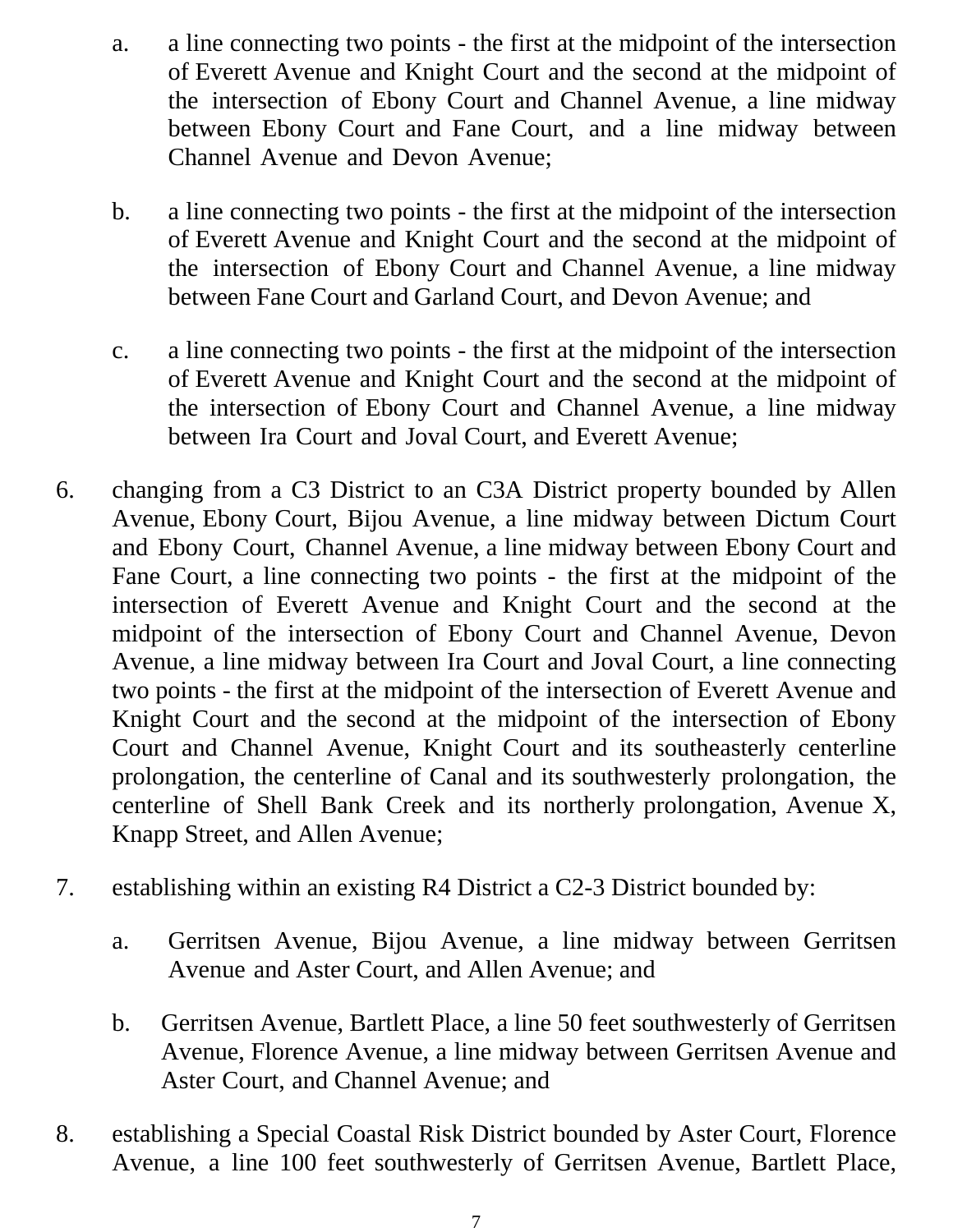a. a line connecting two points - the first at the midpoint of the intersection of Everett Avenue and Knight Court and the second at the midpoint of the intersection of Ebony Court and Channel Avenue, a line midway between Ebony Court and Fane Court, and a line midway between Channel Avenue and Devon Avenue;

b. a line connecting two points - the first at the midpoint of the intersection of Everett Avenue and Knight Court and the second at the midpoint of the intersection of Ebony Court and Channel Avenue, a line midway between Fane Court and Garland Court, and Devon Avenue; and

c. a line connecting two points - the first at the midpoint of the intersection of Everett Avenue and Knight Court and the second at the midpoint of the intersection of Ebony Court and Channel Avenue, a line midway between Ira Court and Joval Court, and Everett Avenue;

6. changing from a C3 District to an C3A District property bounded by Allen Avenue, Ebony Court, Bijou Avenue, a line midway between Dictum Court and Ebony Court, Channel Avenue, a line midway between Ebony Court and Fane Court, a line connecting two points - the first at the midpoint of the intersection of Everett Avenue and Knight Court and the second at the midpoint of the intersection of Ebony Court and Channel Avenue, Devon Avenue, a line midway between Ira Court and Joval Court, a line connecting two points - the first at the midpoint of the intersection of Everett Avenue and Knight Court and the second at the midpoint of the intersection of Ebony Court and Channel Avenue, Knight Court and its southeasterly centerline prolongation, the centerline of Canal and its southwesterly prolongation, the centerline of Shell Bank Creek and its northerly prolongation, Avenue X, Knapp Street, and Allen Avenue;

7. establishing within an existing R4 District a C2-3 District bounded by:

   a. Gerritsen Avenue, Bijou Avenue, a line midway between Gerritsen Avenue and Aster Court, and Allen Avenue; and

   b. Gerritsen Avenue, Bartlett Place, a line 50 feet southwesterly of Gerritsen Avenue, Florence Avenue, a line midway between Gerritsen Avenue and Aster Court, and Channel Avenue; and

8. establishing a Special Coastal Risk District bounded by Aster Court, Florence Avenue, a line 100 feet southwesterly of Gerritsen Avenue, Bartlett Place,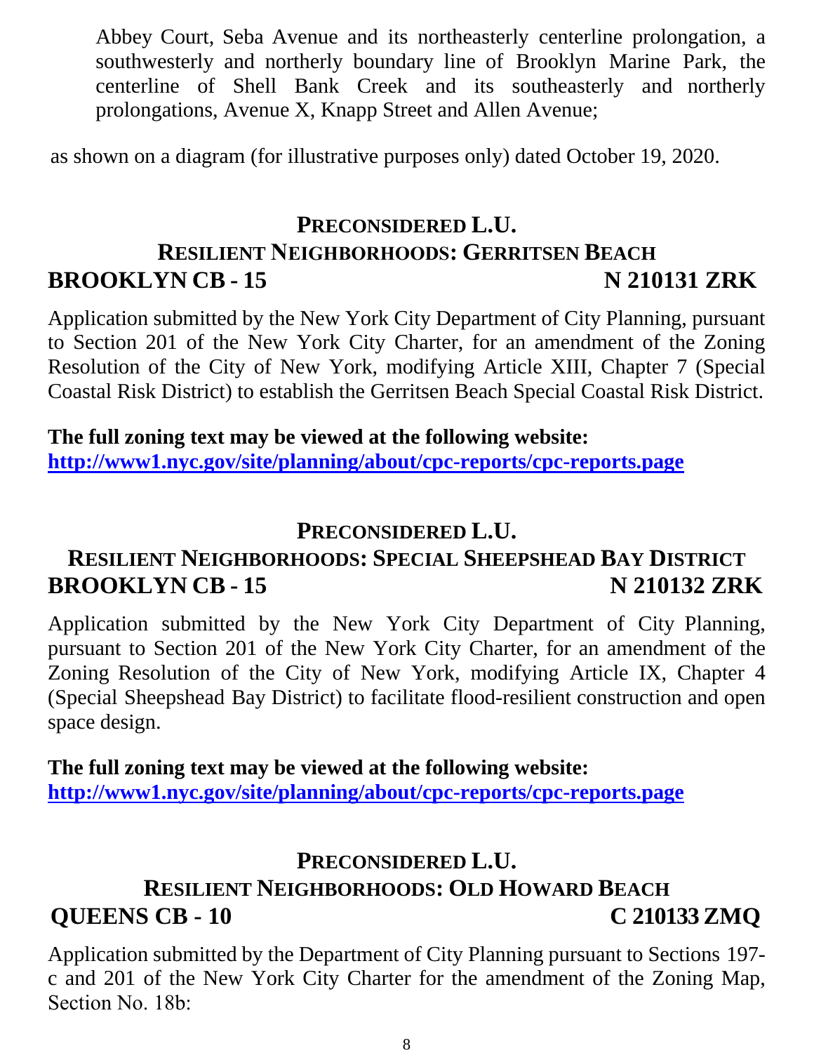Abbey Court, Seba Avenue and its northeasterly centerline prolongation, a southwesterly and northerly boundary line of Brooklyn Marine Park, the centerline of Shell Bank Creek and its southeasterly and northerly prolongations, Avenue X, Knapp Street and Allen Avenue;

as shown on a diagram (for illustrative purposes only) dated October 19, 2020.

## PRECONSIDERED L.U.
## RESILIENT NEIGHBORHOODS: GERRITSEN BEACH
**BROOKLYN CB - 15** **N 210131 ZRK**

Application submitted by the New York City Department of City Planning, pursuant to Section 201 of the New York City Charter, for an amendment of the Zoning Resolution of the City of New York, modifying Article XIII, Chapter 7 (Special Coastal Risk District) to establish the Gerritsen Beach Special Coastal Risk District.

**The full zoning text may be viewed at the following website:**
**http://www1.nyc.gov/site/planning/about/cpc-reports/cpc-reports.page**

## PRECONSIDERED L.U.
## RESILIENT NEIGHBORHOODS: SPECIAL SHEEPSHEAD BAY DISTRICT
**BROOKLYN CB - 15** **N 210132 ZRK**

Application submitted by the New York City Department of City Planning, pursuant to Section 201 of the New York City Charter, for an amendment of the Zoning Resolution of the City of New York, modifying Article IX, Chapter 4 (Special Sheepshead Bay District) to facilitate flood-resilient construction and open space design.

**The full zoning text may be viewed at the following website:**
**http://www1.nyc.gov/site/planning/about/cpc-reports/cpc-reports.page**

## PRECONSIDERED L.U.
## RESILIENT NEIGHBORHOODS: OLD HOWARD BEACH
**QUEENS CB - 10** **C 210133 ZMQ**

Application submitted by the Department of City Planning pursuant to Sections 197-c and 201 of the New York City Charter for the amendment of the Zoning Map, Section No. 18b: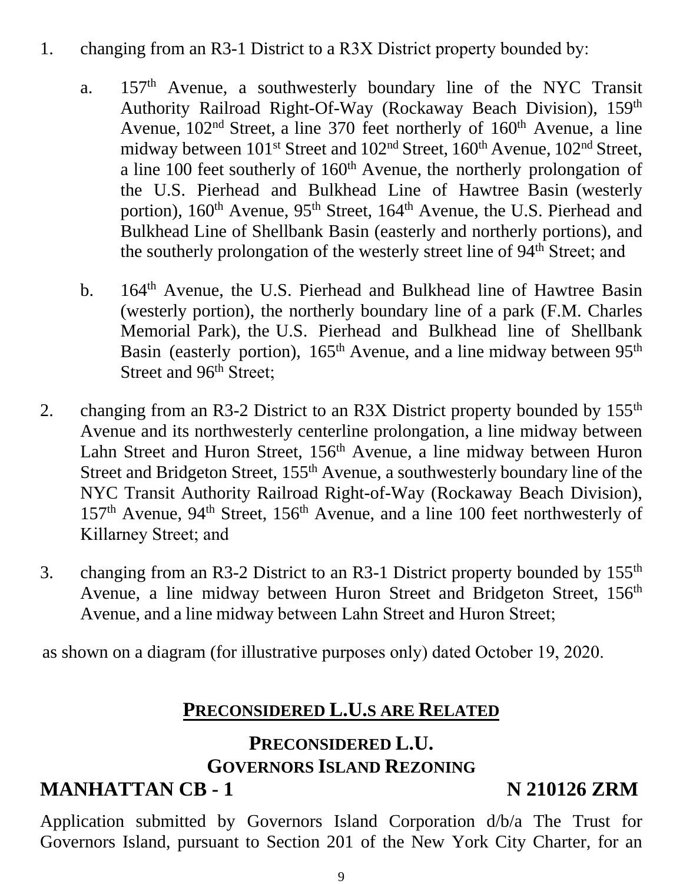1. changing from an R3-1 District to a R3X District property bounded by:

   a. 157th Avenue, a southwesterly boundary line of the NYC Transit Authority Railroad Right-Of-Way (Rockaway Beach Division), 159th Avenue, 102nd Street, a line 370 feet northerly of 160th Avenue, a line midway between 101st Street and 102nd Street, 160th Avenue, 102nd Street, a line 100 feet southerly of 160th Avenue, the northerly prolongation of the U.S. Pierhead and Bulkhead Line of Hawtree Basin (westerly portion), 160th Avenue, 95th Street, 164th Avenue, the U.S. Pierhead and Bulkhead Line of Shellbank Basin (easterly and northerly portions), and the southerly prolongation of the westerly street line of 94th Street; and

   b. 164th Avenue, the U.S. Pierhead and Bulkhead line of Hawtree Basin (westerly portion), the northerly boundary line of a park (F.M. Charles Memorial Park), the U.S. Pierhead and Bulkhead line of Shellbank Basin (easterly portion), 165th Avenue, and a line midway between 95th Street and 96th Street;

2. changing from an R3-2 District to an R3X District property bounded by 155th Avenue and its northwesterly centerline prolongation, a line midway between Lahn Street and Huron Street, 156th Avenue, a line midway between Huron Street and Bridgeton Street, 155th Avenue, a southwesterly boundary line of the NYC Transit Authority Railroad Right-of-Way (Rockaway Beach Division), 157th Avenue, 94th Street, 156th Avenue, and a line 100 feet northwesterly of Killarney Street; and

3. changing from an R3-2 District to an R3-1 District property bounded by 155th Avenue, a line midway between Huron Street and Bridgeton Street, 156th Avenue, and a line midway between Lahn Street and Huron Street;

as shown on a diagram (for illustrative purposes only) dated October 19, 2020.

## PRECONSIDERED L.U.S ARE RELATED

## PRECONSIDERED L.U.
## GOVERNORS ISLAND REZONING

**MANHATTAN CB - 1** **N 210126 ZRM**

Application submitted by Governors Island Corporation d/b/a The Trust for Governors Island, pursuant to Section 201 of the New York City Charter, for an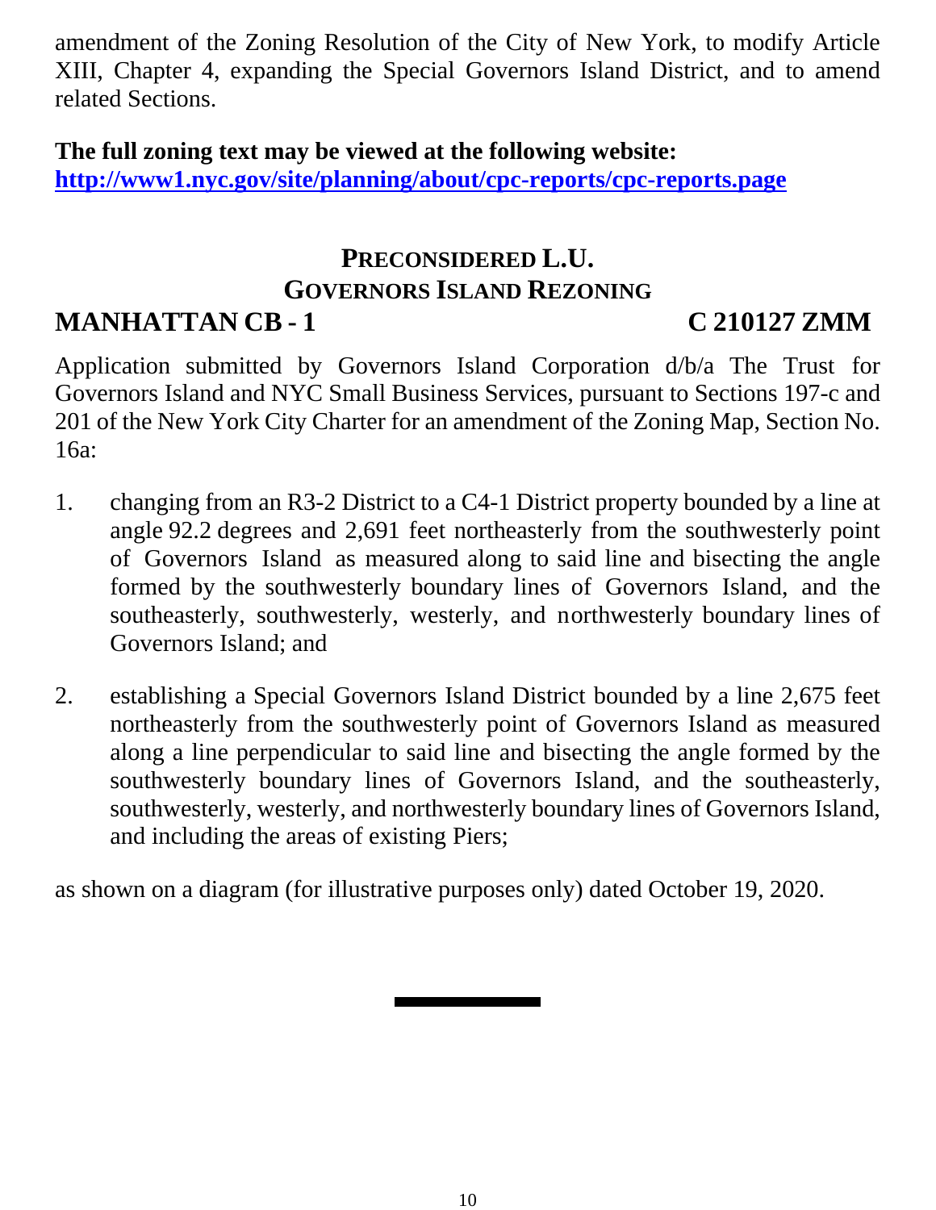amendment of the Zoning Resolution of the City of New York, to modify Article XIII, Chapter 4, expanding the Special Governors Island District, and to amend related Sections.

**The full zoning text may be viewed at the following website:**
**http://www1.nyc.gov/site/planning/about/cpc-reports/cpc-reports.page**

## PRECONSIDERED L.U.
## GOVERNORS ISLAND REZONING

**MANHATTAN CB - 1** **C 210127 ZMM**

Application submitted by Governors Island Corporation d/b/a The Trust for Governors Island and NYC Small Business Services, pursuant to Sections 197-c and 201 of the New York City Charter for an amendment of the Zoning Map, Section No. 16a:

1. changing from an R3-2 District to a C4-1 District property bounded by a line at angle 92.2 degrees and 2,691 feet northeasterly from the southwesterly point of Governors Island as measured along to said line and bisecting the angle formed by the southwesterly boundary lines of Governors Island, and the southeasterly, southwesterly, westerly, and northwesterly boundary lines of Governors Island; and

2. establishing a Special Governors Island District bounded by a line 2,675 feet northeasterly from the southwesterly point of Governors Island as measured along a line perpendicular to said line and bisecting the angle formed by the southwesterly boundary lines of Governors Island, and the southeasterly, southwesterly, westerly, and northwesterly boundary lines of Governors Island, and including the areas of existing Piers;

as shown on a diagram (for illustrative purposes only) dated October 19, 2020.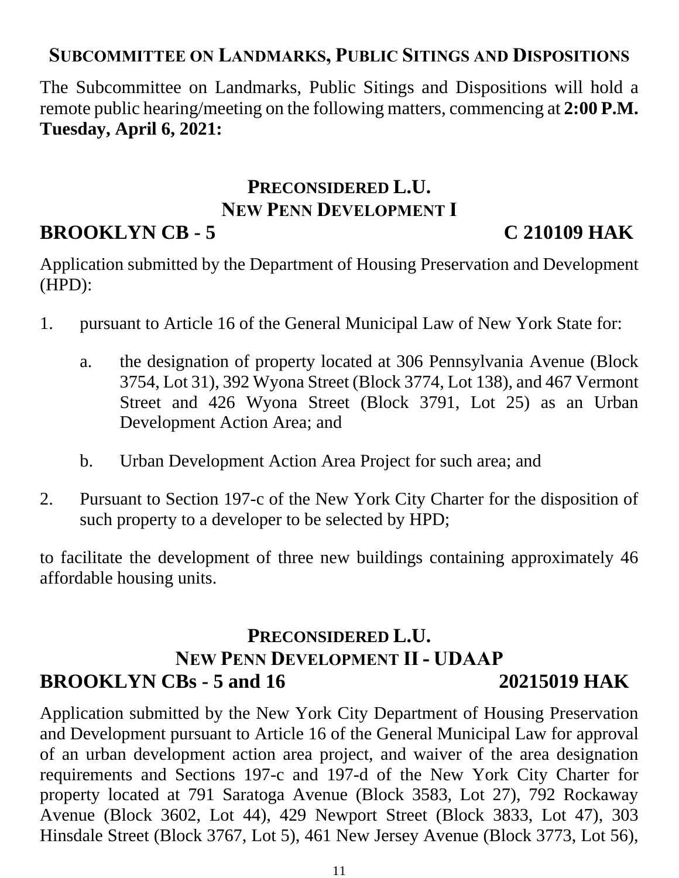## Subcommittee on Landmarks, Public Sitings and Dispositions

The Subcommittee on Landmarks, Public Sitings and Dispositions will hold a remote public hearing/meeting on the following matters, commencing at **2:00 P.M. Tuesday, April 6, 2021:**

### Preconsidered L.U.
### New Penn Development I
### BROOKLYN CB - 5 C 210109 HAK

Application submitted by the Department of Housing Preservation and Development (HPD):

1. pursuant to Article 16 of the General Municipal Law of New York State for:

   a. the designation of property located at 306 Pennsylvania Avenue (Block 3754, Lot 31), 392 Wyona Street (Block 3774, Lot 138), and 467 Vermont Street and 426 Wyona Street (Block 3791, Lot 25) as an Urban Development Action Area; and

   b. Urban Development Action Area Project for such area; and

2. Pursuant to Section 197-c of the New York City Charter for the disposition of such property to a developer to be selected by HPD;

to facilitate the development of three new buildings containing approximately 46 affordable housing units.

### Preconsidered L.U.
### New Penn Development II - UDAAP
### BROOKLYN CBs - 5 and 16 20215019 HAK

Application submitted by the New York City Department of Housing Preservation and Development pursuant to Article 16 of the General Municipal Law for approval of an urban development action area project, and waiver of the area designation requirements and Sections 197-c and 197-d of the New York City Charter for property located at 791 Saratoga Avenue (Block 3583, Lot 27), 792 Rockaway Avenue (Block 3602, Lot 44), 429 Newport Street (Block 3833, Lot 47), 303 Hinsdale Street (Block 3767, Lot 5), 461 New Jersey Avenue (Block 3773, Lot 56),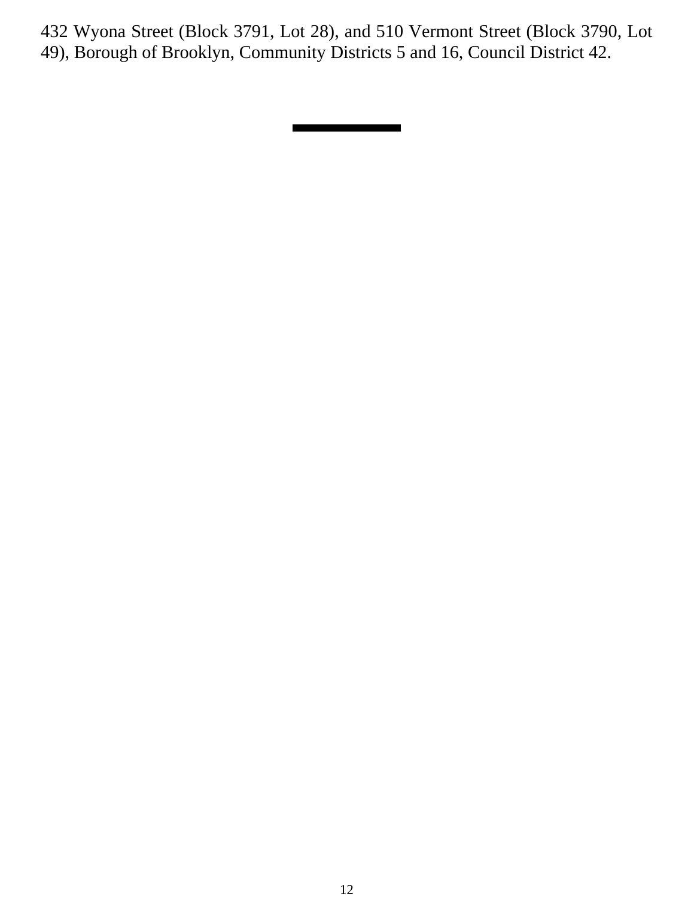432 Wyona Street (Block 3791, Lot 28), and 510 Vermont Street (Block 3790, Lot 49), Borough of Brooklyn, Community Districts 5 and 16, Council District 42.